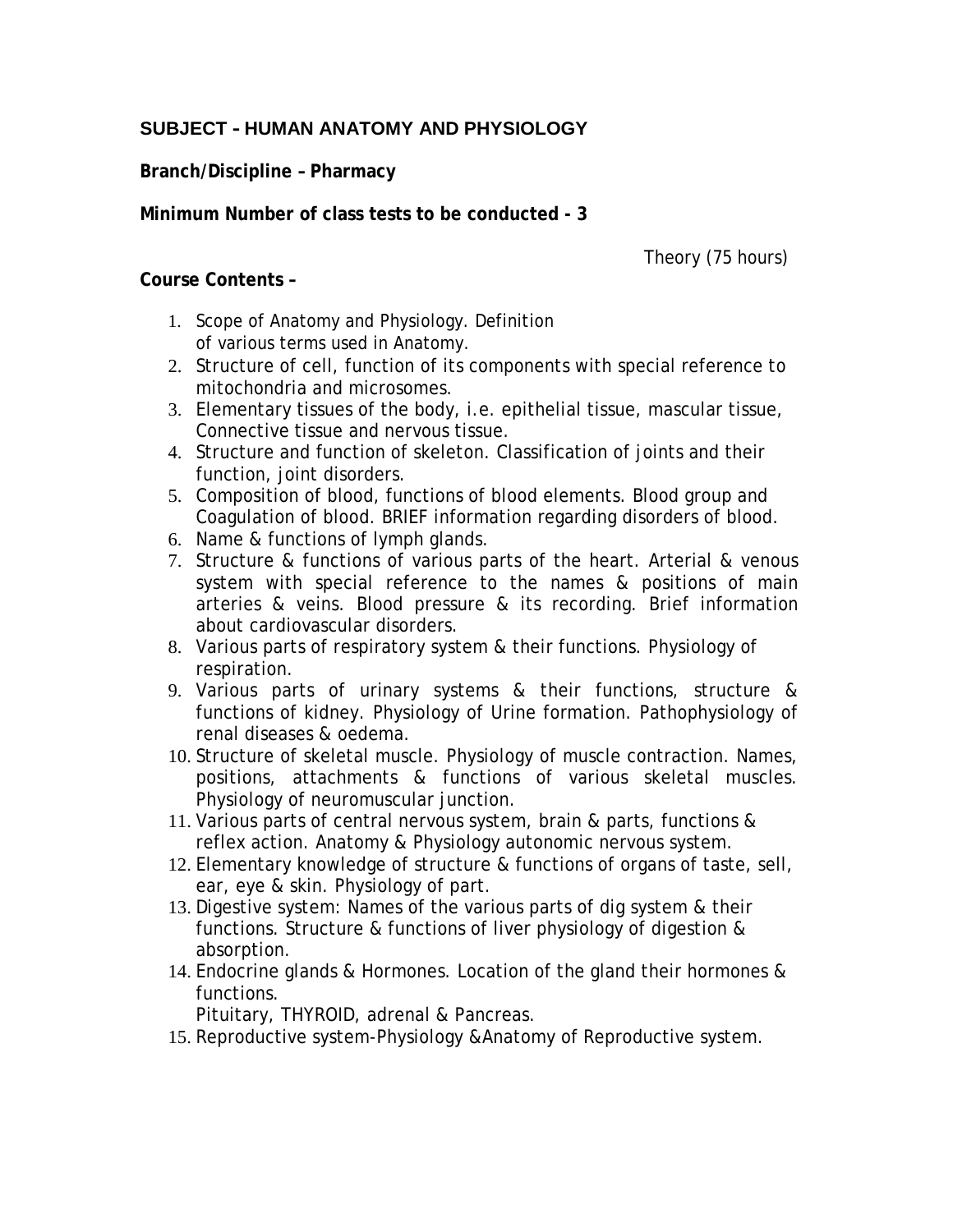**SUBJECT – HUMAN ANATOMY AND PHYSIOLOGY**

**Branch/Discipline – Pharmacy**

**Minimum Number of class tests to be conducted - 3**

Theory (75 hours)

**Course Contents –**

1. Scope of Anatomy and Physiology. Definition of various terms used in Anatomy.
2. Structure of cell, function of its components with special reference to mitochondria and microsomes.
3. Elementary tissues of the body, i.e. epithelial tissue, mascular tissue, Connective tissue and nervous tissue.
4. Structure and function of skeleton. Classification of joints and their function, joint disorders.
5. Composition of blood, functions of blood elements. Blood group and Coagulation of blood. BRIEF information regarding disorders of blood.
6. Name & functions of lymph glands.
7. Structure & functions of various parts of the heart. Arterial & venous system with special reference to the names & positions of main arteries & veins. Blood pressure & its recording. Brief information about cardiovascular disorders.
8. Various parts of respiratory system & their functions. Physiology of respiration.
9. Various parts of urinary systems & their functions, structure & functions of kidney. Physiology of Urine formation. Pathophysiology of renal diseases & oedema.
10. Structure of skeletal muscle. Physiology of muscle contraction. Names, positions, attachments & functions of various skeletal muscles. Physiology of neuromuscular junction.
11. Various parts of central nervous system, brain & parts, functions & reflex action. Anatomy & Physiology autonomic nervous system.
12. Elementary knowledge of structure & functions of organs of taste, sell, ear, eye & skin. Physiology of part.
13. Digestive system: Names of the various parts of dig system & their functions. Structure & functions of liver physiology of digestion & absorption.
14. Endocrine glands & Hormones. Location of the gland their hormones & functions.
    Pituitary, THYROID, adrenal & Pancreas.
15. Reproductive system-Physiology &Anatomy of Reproductive system.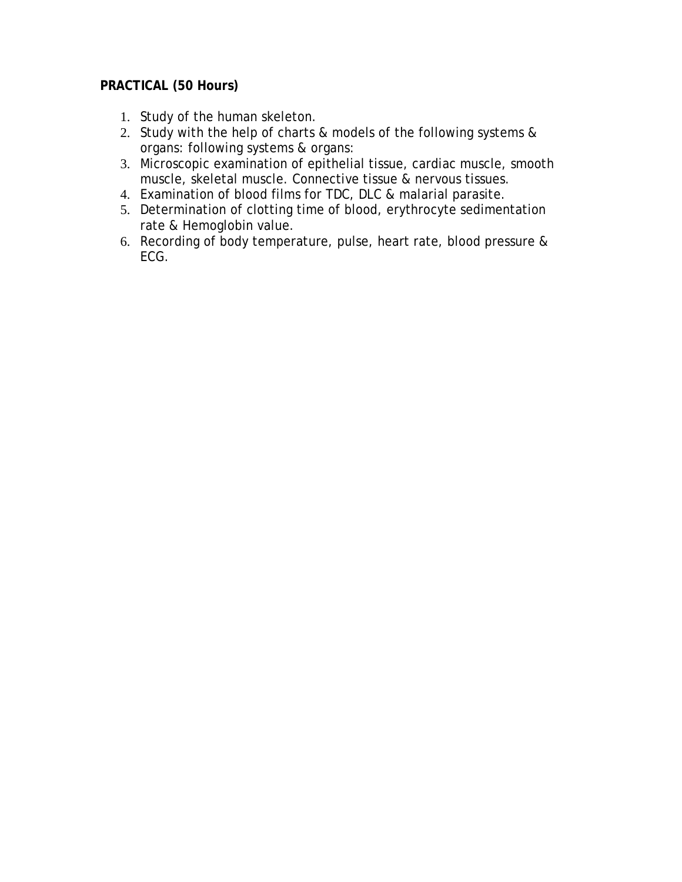**PRACTICAL (50 Hours)**

1. Study of the human skeleton.
2. Study with the help of charts & models of the following systems & organs: following systems & organs:
3. Microscopic examination of epithelial tissue, cardiac muscle, smooth muscle, skeletal muscle. Connective tissue & nervous tissues.
4. Examination of blood films for TDC, DLC & malarial parasite.
5. Determination of clotting time of blood, erythrocyte sedimentation rate & Hemoglobin value.
6. Recording of body temperature, pulse, heart rate, blood pressure & ECG.